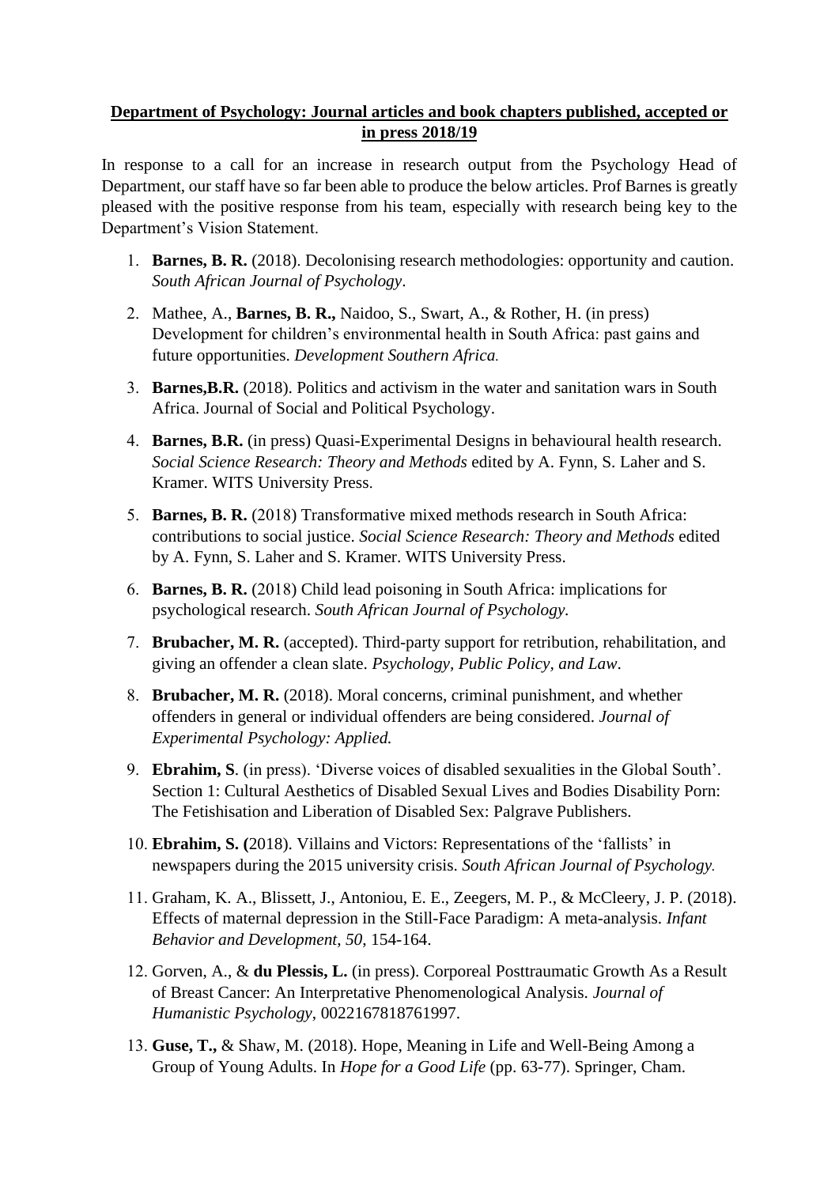**Department of Psychology: Journal articles and book chapters published, accepted or in press 2018/19**

In response to a call for an increase in research output from the Psychology Head of Department, our staff have so far been able to produce the below articles. Prof Barnes is greatly pleased with the positive response from his team, especially with research being key to the Department's Vision Statement.

1. **Barnes, B. R.** (2018). Decolonising research methodologies: opportunity and caution. *South African Journal of Psychology*.
2. Mathee, A., **Barnes, B. R.,** Naidoo, S., Swart, A., & Rother, H. (in press) Development for children's environmental health in South Africa: past gains and future opportunities. *Development Southern Africa.*
3. **Barnes,B.R.** (2018). Politics and activism in the water and sanitation wars in South Africa. Journal of Social and Political Psychology.
4. **Barnes, B.R.** (in press) Quasi-Experimental Designs in behavioural health research. *Social Science Research: Theory and Methods* edited by A. Fynn, S. Laher and S. Kramer. WITS University Press.
5. **Barnes, B. R.** (2018) Transformative mixed methods research in South Africa: contributions to social justice. *Social Science Research: Theory and Methods* edited by A. Fynn, S. Laher and S. Kramer. WITS University Press.
6. **Barnes, B. R.** (2018) Child lead poisoning in South Africa: implications for psychological research. *South African Journal of Psychology.*
7. **Brubacher, M. R.** (accepted). Third-party support for retribution, rehabilitation, and giving an offender a clean slate. *Psychology, Public Policy, and Law*.
8. **Brubacher, M. R.** (2018). Moral concerns, criminal punishment, and whether offenders in general or individual offenders are being considered. *Journal of Experimental Psychology: Applied.*
9. **Ebrahim, S**. (in press). 'Diverse voices of disabled sexualities in the Global South'. Section 1: Cultural Aesthetics of Disabled Sexual Lives and Bodies Disability Porn: The Fetishisation and Liberation of Disabled Sex: Palgrave Publishers.
10. **Ebrahim, S. (**2018). Villains and Victors: Representations of the 'fallists' in newspapers during the 2015 university crisis. *South African Journal of Psychology.*
11. Graham, K. A., Blissett, J., Antoniou, E. E., Zeegers, M. P., & McCleery, J. P. (2018). Effects of maternal depression in the Still-Face Paradigm: A meta-analysis. *Infant Behavior and Development*, *50*, 154-164.
12. Gorven, A., & **du Plessis, L.** (in press). Corporeal Posttraumatic Growth As a Result of Breast Cancer: An Interpretative Phenomenological Analysis. *Journal of Humanistic Psychology*, 0022167818761997.
13. **Guse, T.,** & Shaw, M. (2018). Hope, Meaning in Life and Well-Being Among a Group of Young Adults. In *Hope for a Good Life* (pp. 63-77). Springer, Cham.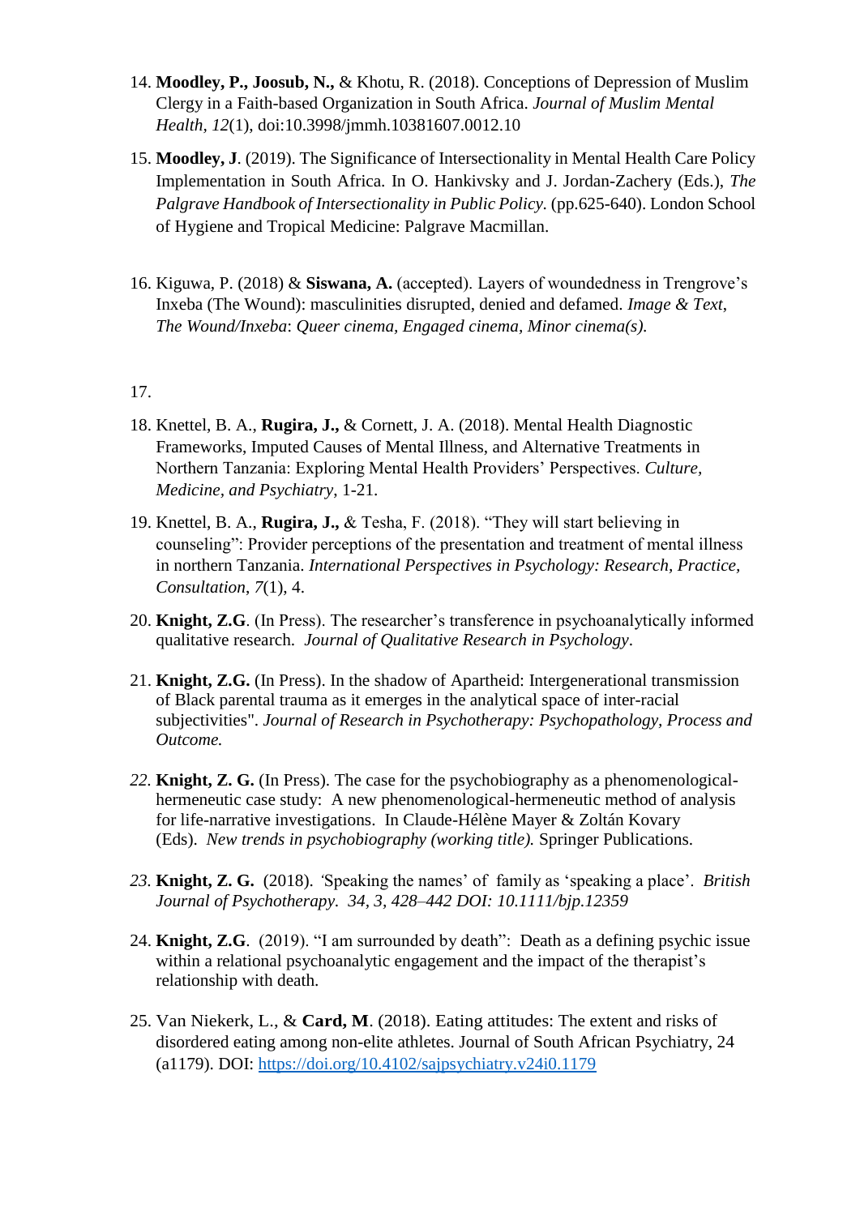14. **Moodley, P., Joosub, N.,** & Khotu, R. (2018). Conceptions of Depression of Muslim Clergy in a Faith-based Organization in South Africa. *Journal of Muslim Mental Health*, *12*(1), doi:10.3998/jmmh.10381607.0012.10

15. **Moodley, J**. (2019). The Significance of Intersectionality in Mental Health Care Policy Implementation in South Africa. In O. Hankivsky and J. Jordan-Zachery (Eds.), *The Palgrave Handbook of Intersectionality in Public Policy.* (pp.625-640). London School of Hygiene and Tropical Medicine: Palgrave Macmillan.

16. Kiguwa, P. (2018) & **Siswana, A.** (accepted). Layers of woundedness in Trengrove's Inxeba (The Wound): masculinities disrupted, denied and defamed. *Image & Text, The Wound/Inxeba*: *Queer cinema, Engaged cinema, Minor cinema(s).*

17.

18. Knettel, B. A., **Rugira, J.,** & Cornett, J. A. (2018). Mental Health Diagnostic Frameworks, Imputed Causes of Mental Illness, and Alternative Treatments in Northern Tanzania: Exploring Mental Health Providers' Perspectives. *Culture, Medicine, and Psychiatry*, 1-21.

19. Knettel, B. A., **Rugira, J.,** & Tesha, F. (2018). "They will start believing in counseling": Provider perceptions of the presentation and treatment of mental illness in northern Tanzania. *International Perspectives in Psychology: Research, Practice, Consultation*, *7*(1), 4.

20. **Knight, Z.G**. (In Press). The researcher's transference in psychoanalytically informed qualitative research. *Journal of Qualitative Research in Psychology*.

21. **Knight, Z.G.** (In Press). In the shadow of Apartheid: Intergenerational transmission of Black parental trauma as it emerges in the analytical space of inter-racial subjectivities". *Journal of Research in Psychotherapy: Psychopathology, Process and Outcome.*

22. **Knight, Z. G.** (In Press). The case for the psychobiography as a phenomenological-hermeneutic case study: A new phenomenological-hermeneutic method of analysis for life-narrative investigations. In Claude-Hélène Mayer & Zoltán Kovary (Eds). *New trends in psychobiography (working title).* Springer Publications.

23. **Knight, Z. G.** (2018). 'Speaking the names' of family as 'speaking a place'. *British Journal of Psychotherapy. 34, 3, 428–442 DOI: 10.1111/bjp.12359*

24. **Knight, Z.G**. (2019). "I am surrounded by death": Death as a defining psychic issue within a relational psychoanalytic engagement and the impact of the therapist's relationship with death.

25. Van Niekerk, L., & **Card, M**. (2018). Eating attitudes: The extent and risks of disordered eating among non-elite athletes. Journal of South African Psychiatry, 24 (a1179). DOI: https://doi.org/10.4102/sajpsychiatry.v24i0.1179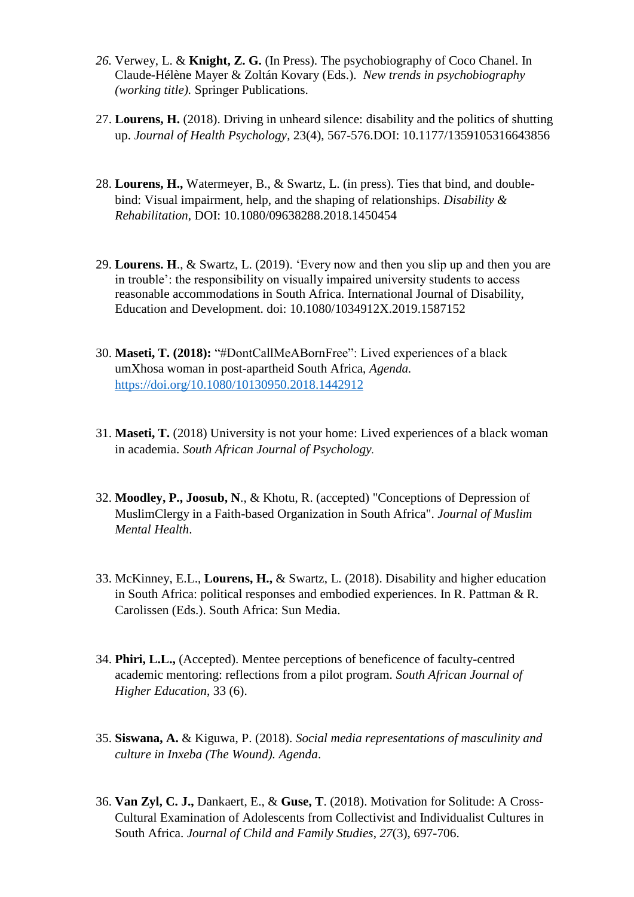26. Verwey, L. & **Knight, Z. G.** (In Press). The psychobiography of Coco Chanel. In Claude-Hélène Mayer & Zoltán Kovary (Eds.). *New trends in psychobiography (working title).* Springer Publications.

27. **Lourens, H.** (2018). Driving in unheard silence: disability and the politics of shutting up. *Journal of Health Psychology*, 23(4), 567-576.DOI: 10.1177/1359105316643856

28. **Lourens, H.,** Watermeyer, B., & Swartz, L. (in press). Ties that bind, and double-bind: Visual impairment, help, and the shaping of relationships. *Disability & Rehabilitation*, DOI: 10.1080/09638288.2018.1450454

29. **Lourens. H**., & Swartz, L. (2019). 'Every now and then you slip up and then you are in trouble': the responsibility on visually impaired university students to access reasonable accommodations in South Africa. International Journal of Disability, Education and Development. doi: 10.1080/1034912X.2019.1587152

30. **Maseti, T. (2018):** "#DontCallMeABornFree": Lived experiences of a black umXhosa woman in post-apartheid South Africa, *Agenda.* https://doi.org/10.1080/10130950.2018.1442912

31. **Maseti, T.** (2018) University is not your home: Lived experiences of a black woman in academia. *South African Journal of Psychology.*

32. **Moodley, P., Joosub, N**., & Khotu, R. (accepted) "Conceptions of Depression of MuslimClergy in a Faith-based Organization in South Africa". *Journal of Muslim Mental Health*.

33. McKinney, E.L., **Lourens, H.,** & Swartz, L. (2018). Disability and higher education in South Africa: political responses and embodied experiences. In R. Pattman & R. Carolissen (Eds.). South Africa: Sun Media.

34. **Phiri, L.L.,** (Accepted). Mentee perceptions of beneficence of faculty-centred academic mentoring: reflections from a pilot program. *South African Journal of Higher Education*, 33 (6).

35. **Siswana, A.** & Kiguwa, P. (2018). *Social media representations of masculinity and culture in Inxeba (The Wound). Agenda*.

36. **Van Zyl, C. J.,** Dankaert, E., & **Guse, T**. (2018). Motivation for Solitude: A Cross-Cultural Examination of Adolescents from Collectivist and Individualist Cultures in South Africa. *Journal of Child and Family Studies*, *27*(3), 697-706.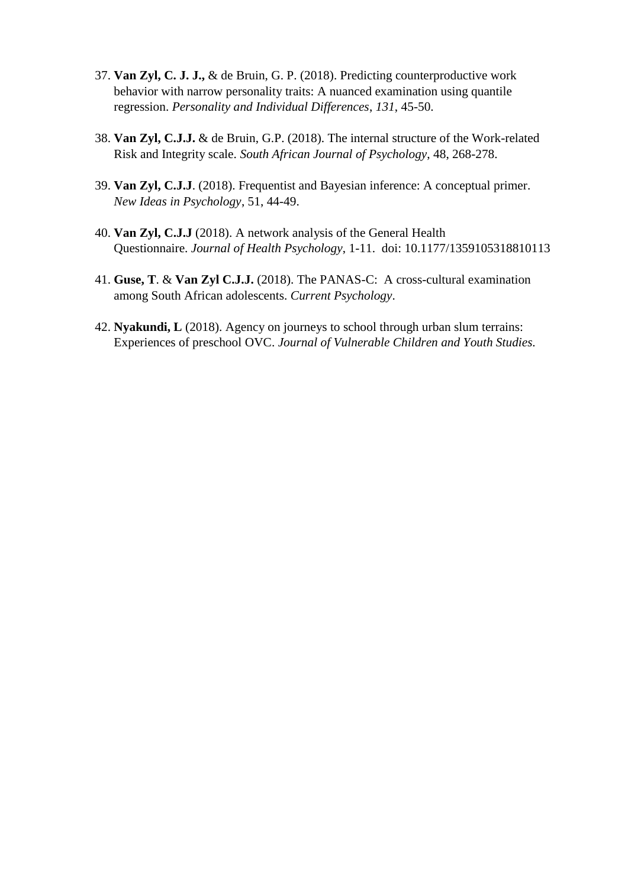37. **Van Zyl, C. J. J.,** & de Bruin, G. P. (2018). Predicting counterproductive work behavior with narrow personality traits: A nuanced examination using quantile regression. *Personality and Individual Differences*, *131*, 45-50.

38. **Van Zyl, C.J.J.** & de Bruin, G.P. (2018). The internal structure of the Work-related Risk and Integrity scale. *South African Journal of Psychology*, 48, 268-278.

39. **Van Zyl, C.J.J**. (2018). Frequentist and Bayesian inference: A conceptual primer. *New Ideas in Psychology*, 51, 44-49.

40. **Van Zyl, C.J.J** (2018). A network analysis of the General Health Questionnaire. *Journal of Health Psychology*, 1-11. doi: 10.1177/1359105318810113

41. **Guse, T**. & **Van Zyl C.J.J.** (2018). The PANAS-C: A cross-cultural examination among South African adolescents. *Current Psychology*.

42. **Nyakundi, L** (2018). Agency on journeys to school through urban slum terrains: Experiences of preschool OVC. *Journal of Vulnerable Children and Youth Studies.*